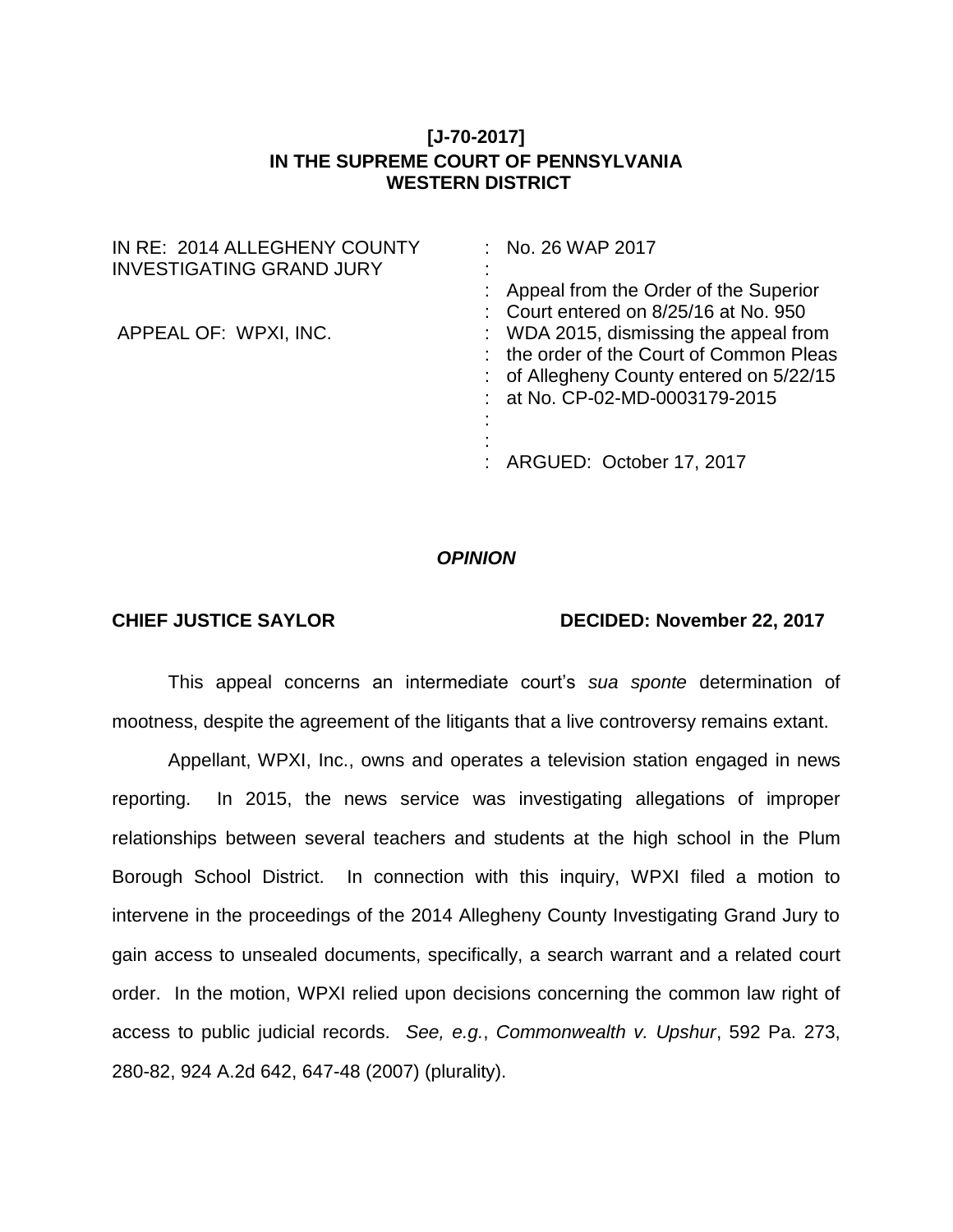**[J-70-2017]**
**IN THE SUPREME COURT OF PENNSYLVANIA**
**WESTERN DISTRICT**

| | |
|---|---|
| IN RE: 2014 ALLEGHENY COUNTY INVESTIGATING GRAND JURY | : No. 26 WAP 2017 |
| | : |
| APPEAL OF: WPXI, INC. | : Appeal from the Order of the Superior Court entered on 8/25/16 at No. 950 WDA 2015, dismissing the appeal from the order of the Court of Common Pleas of Allegheny County entered on 5/22/15 at No. CP-02-MD-0003179-2015 |
| | : |
| | : ARGUED: October 17, 2017 |

***OPINION***

**CHIEF JUSTICE SAYLOR** **DECIDED: November 22, 2017**

This appeal concerns an intermediate court's *sua sponte* determination of mootness, despite the agreement of the litigants that a live controversy remains extant.

Appellant, WPXI, Inc., owns and operates a television station engaged in news reporting. In 2015, the news service was investigating allegations of improper relationships between several teachers and students at the high school in the Plum Borough School District. In connection with this inquiry, WPXI filed a motion to intervene in the proceedings of the 2014 Allegheny County Investigating Grand Jury to gain access to unsealed documents, specifically, a search warrant and a related court order. In the motion, WPXI relied upon decisions concerning the common law right of access to public judicial records. *See, e.g.*, *Commonwealth v. Upshur*, 592 Pa. 273, 280-82, 924 A.2d 642, 647-48 (2007) (plurality).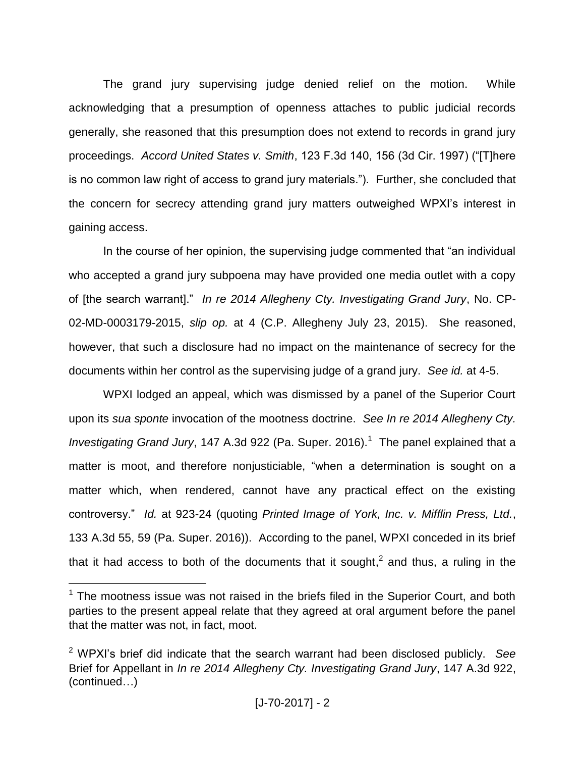The grand jury supervising judge denied relief on the motion. While acknowledging that a presumption of openness attaches to public judicial records generally, she reasoned that this presumption does not extend to records in grand jury proceedings. *Accord United States v. Smith*, 123 F.3d 140, 156 (3d Cir. 1997) ("[T]here is no common law right of access to grand jury materials."). Further, she concluded that the concern for secrecy attending grand jury matters outweighed WPXI's interest in gaining access.

In the course of her opinion, the supervising judge commented that "an individual who accepted a grand jury subpoena may have provided one media outlet with a copy of [the search warrant]." *In re 2014 Allegheny Cty. Investigating Grand Jury*, No. CP-02-MD-0003179-2015, *slip op.* at 4 (C.P. Allegheny July 23, 2015). She reasoned, however, that such a disclosure had no impact on the maintenance of secrecy for the documents within her control as the supervising judge of a grand jury. *See id.* at 4-5.

WPXI lodged an appeal, which was dismissed by a panel of the Superior Court upon its *sua sponte* invocation of the mootness doctrine. *See In re 2014 Allegheny Cty. Investigating Grand Jury*, 147 A.3d 922 (Pa. Super. 2016).[1] The panel explained that a matter is moot, and therefore nonjusticiable, "when a determination is sought on a matter which, when rendered, cannot have any practical effect on the existing controversy." *Id.* at 923-24 (quoting *Printed Image of York, Inc. v. Mifflin Press, Ltd.*, 133 A.3d 55, 59 (Pa. Super. 2016)). According to the panel, WPXI conceded in its brief that it had access to both of the documents that it sought,[2] and thus, a ruling in the

---

[1] The mootness issue was not raised in the briefs filed in the Superior Court, and both parties to the present appeal relate that they agreed at oral argument before the panel that the matter was not, in fact, moot.

[2] WPXI's brief did indicate that the search warrant had been disclosed publicly. *See* Brief for Appellant in *In re 2014 Allegheny Cty. Investigating Grand Jury*, 147 A.3d 922, (continued…)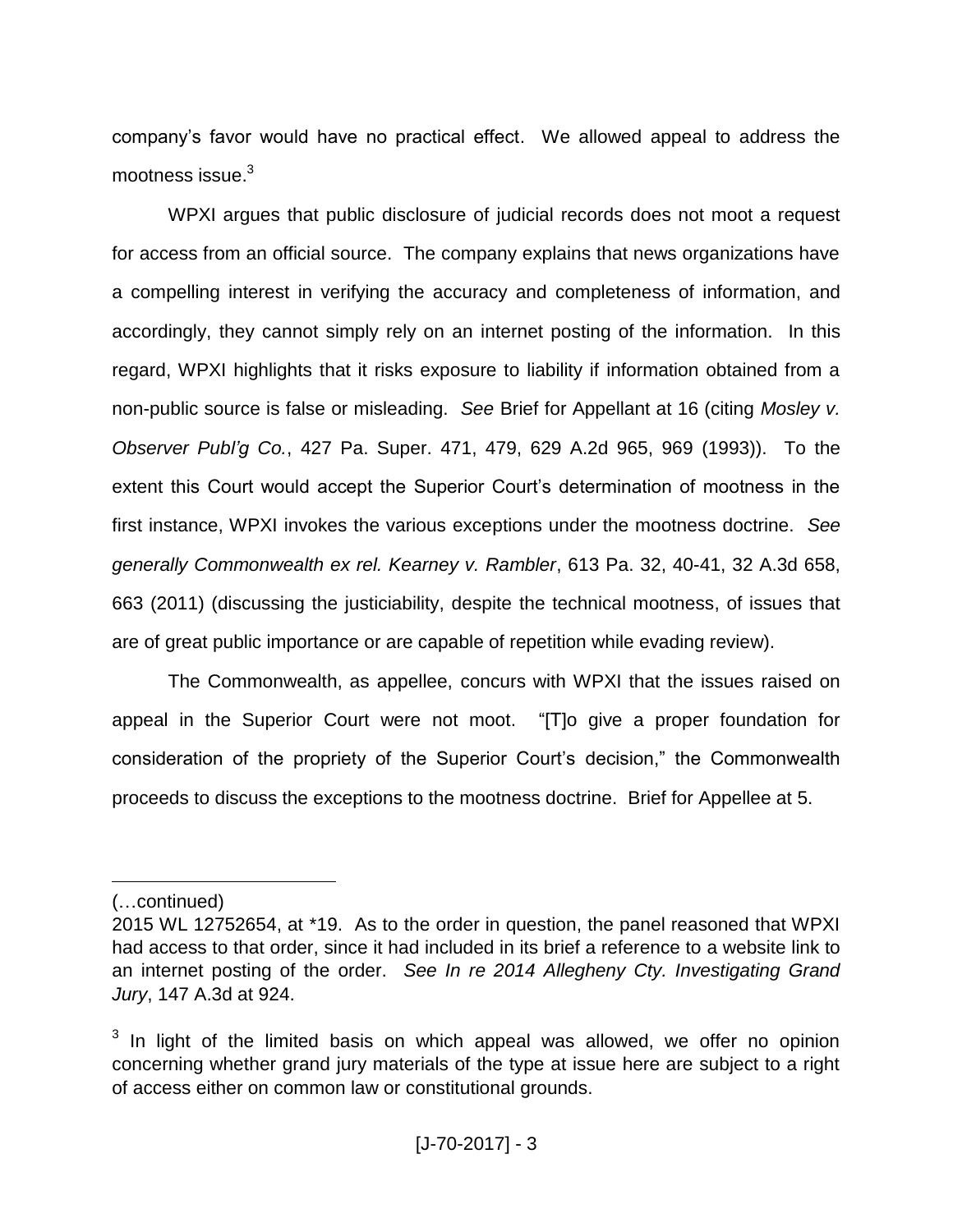company's favor would have no practical effect. We allowed appeal to address the mootness issue.[3]

WPXI argues that public disclosure of judicial records does not moot a request for access from an official source. The company explains that news organizations have a compelling interest in verifying the accuracy and completeness of information, and accordingly, they cannot simply rely on an internet posting of the information. In this regard, WPXI highlights that it risks exposure to liability if information obtained from a non-public source is false or misleading. *See* Brief for Appellant at 16 (citing *Mosley v. Observer Publ'g Co.*, 427 Pa. Super. 471, 479, 629 A.2d 965, 969 (1993)). To the extent this Court would accept the Superior Court's determination of mootness in the first instance, WPXI invokes the various exceptions under the mootness doctrine. *See generally Commonwealth ex rel. Kearney v. Rambler*, 613 Pa. 32, 40-41, 32 A.3d 658, 663 (2011) (discussing the justiciability, despite the technical mootness, of issues that are of great public importance or are capable of repetition while evading review).

The Commonwealth, as appellee, concurs with WPXI that the issues raised on appeal in the Superior Court were not moot. "[T]o give a proper foundation for consideration of the propriety of the Superior Court's decision," the Commonwealth proceeds to discuss the exceptions to the mootness doctrine. Brief for Appellee at 5.

---

(…continued)
2015 WL 12752654, at *19. As to the order in question, the panel reasoned that WPXI had access to that order, since it had included in its brief a reference to a website link to an internet posting of the order. *See In re 2014 Allegheny Cty. Investigating Grand Jury*, 147 A.3d at 924.

[3] In light of the limited basis on which appeal was allowed, we offer no opinion concerning whether grand jury materials of the type at issue here are subject to a right of access either on common law or constitutional grounds.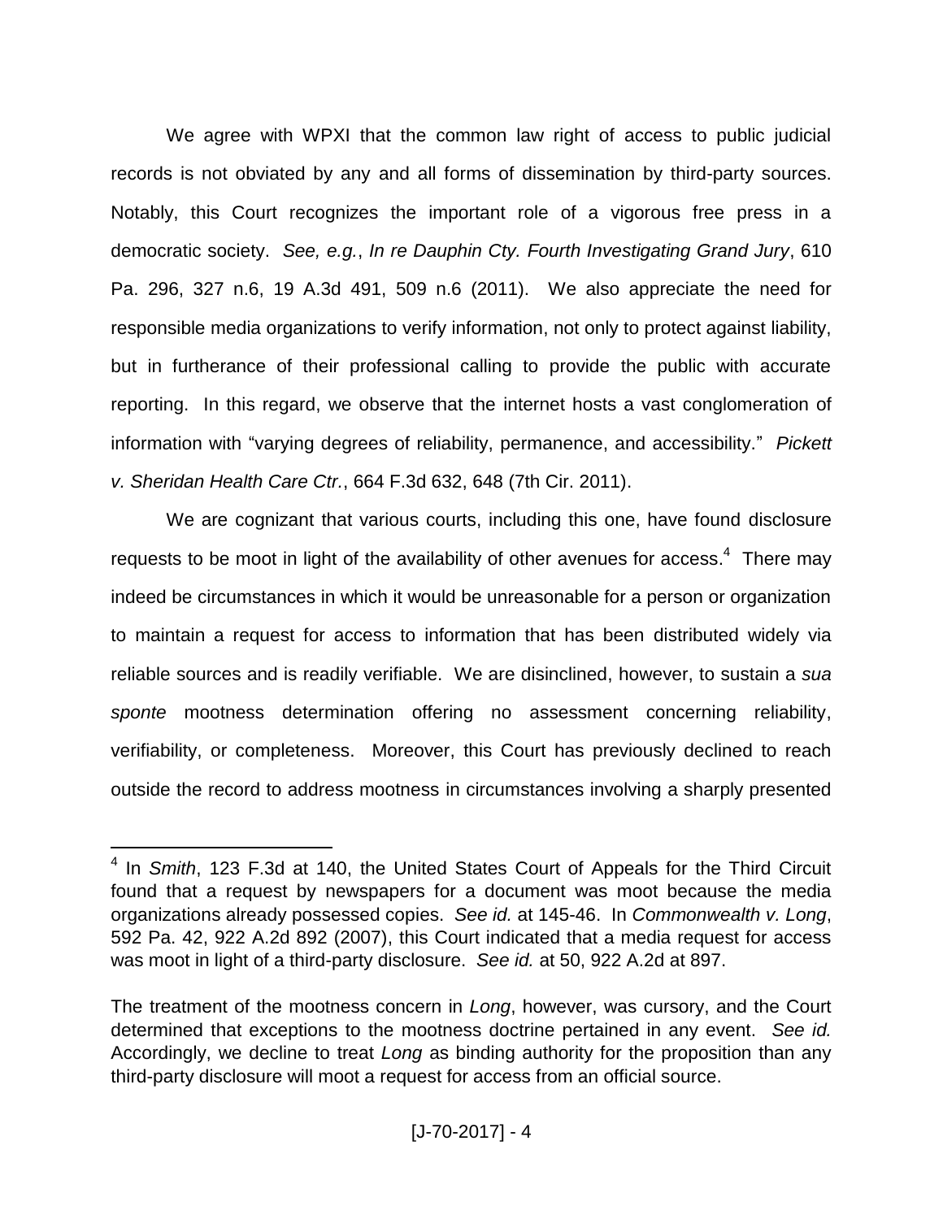We agree with WPXI that the common law right of access to public judicial records is not obviated by any and all forms of dissemination by third-party sources. Notably, this Court recognizes the important role of a vigorous free press in a democratic society. *See, e.g.*, *In re Dauphin Cty. Fourth Investigating Grand Jury*, 610 Pa. 296, 327 n.6, 19 A.3d 491, 509 n.6 (2011). We also appreciate the need for responsible media organizations to verify information, not only to protect against liability, but in furtherance of their professional calling to provide the public with accurate reporting. In this regard, we observe that the internet hosts a vast conglomeration of information with "varying degrees of reliability, permanence, and accessibility." *Pickett v. Sheridan Health Care Ctr.*, 664 F.3d 632, 648 (7th Cir. 2011).

We are cognizant that various courts, including this one, have found disclosure requests to be moot in light of the availability of other avenues for access.[4] There may indeed be circumstances in which it would be unreasonable for a person or organization to maintain a request for access to information that has been distributed widely via reliable sources and is readily verifiable. We are disinclined, however, to sustain a *sua sponte* mootness determination offering no assessment concerning reliability, verifiability, or completeness. Moreover, this Court has previously declined to reach outside the record to address mootness in circumstances involving a sharply presented

---

[4] In *Smith*, 123 F.3d at 140, the United States Court of Appeals for the Third Circuit found that a request by newspapers for a document was moot because the media organizations already possessed copies. *See id.* at 145-46. In *Commonwealth v. Long*, 592 Pa. 42, 922 A.2d 892 (2007), this Court indicated that a media request for access was moot in light of a third-party disclosure. *See id.* at 50, 922 A.2d at 897.

The treatment of the mootness concern in *Long*, however, was cursory, and the Court determined that exceptions to the mootness doctrine pertained in any event. *See id.* Accordingly, we decline to treat *Long* as binding authority for the proposition than any third-party disclosure will moot a request for access from an official source.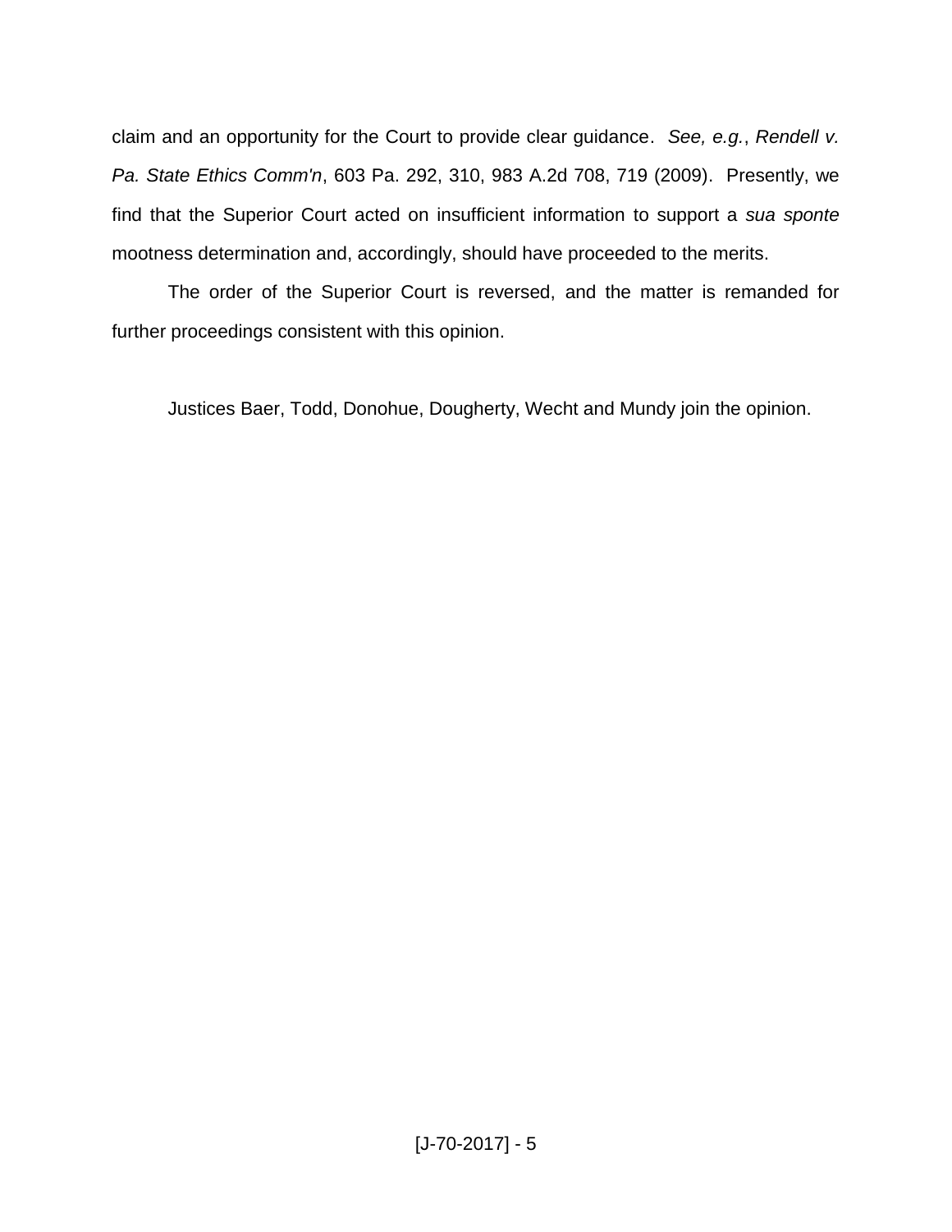claim and an opportunity for the Court to provide clear guidance. *See, e.g.*, *Rendell v. Pa. State Ethics Comm'n*, 603 Pa. 292, 310, 983 A.2d 708, 719 (2009). Presently, we find that the Superior Court acted on insufficient information to support a *sua sponte* mootness determination and, accordingly, should have proceeded to the merits.

The order of the Superior Court is reversed, and the matter is remanded for further proceedings consistent with this opinion.

Justices Baer, Todd, Donohue, Dougherty, Wecht and Mundy join the opinion.